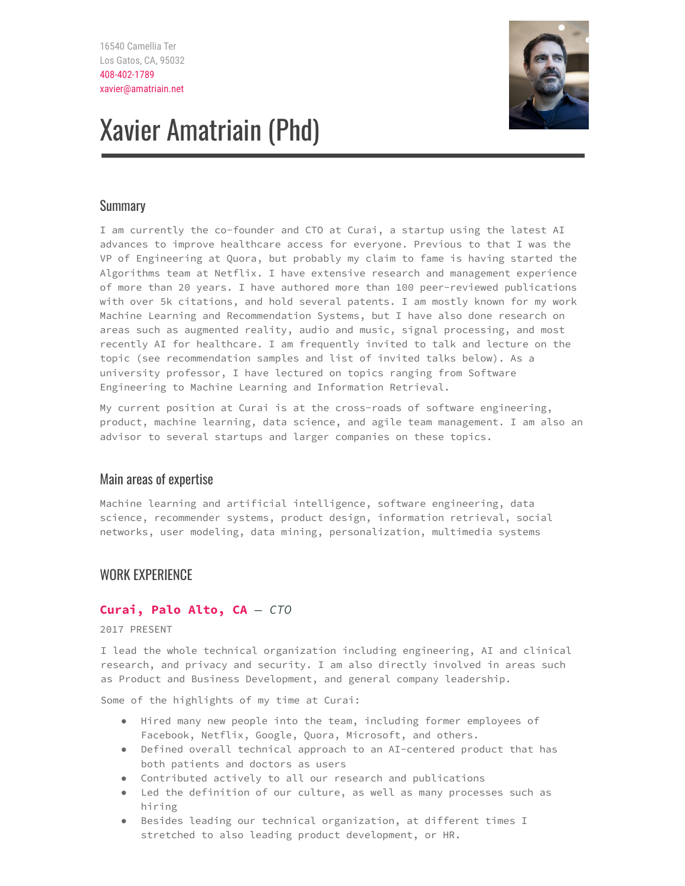16540 Camellia Ter
Los Gatos, CA, 95032
408-402-1789
xavier@amatriain.net

# Xavier Amatriain (Phd)

## Summary

I am currently the co-founder and CTO at Curai, a startup using the latest AI advances to improve healthcare access for everyone. Previous to that I was the VP of Engineering at Quora, but probably my claim to fame is having started the Algorithms team at Netflix. I have extensive research and management experience of more than 20 years. I have authored more than 100 peer-reviewed publications with over 5k citations, and hold several patents. I am mostly known for my work Machine Learning and Recommendation Systems, but I have also done research on areas such as augmented reality, audio and music, signal processing, and most recently AI for healthcare. I am frequently invited to talk and lecture on the topic (see recommendation samples and list of invited talks below). As a university professor, I have lectured on topics ranging from Software Engineering to Machine Learning and Information Retrieval.

My current position at Curai is at the cross-roads of software engineering, product, machine learning, data science, and agile team management. I am also an advisor to several startups and larger companies on these topics.

## Main areas of expertise

Machine learning and artificial intelligence, software engineering, data science, recommender systems, product design, information retrieval, social networks, user modeling, data mining, personalization, multimedia systems

## WORK EXPERIENCE

### **Curai, Palo Alto, CA** — *CTO*

2017 PRESENT

I lead the whole technical organization including engineering, AI and clinical research, and privacy and security. I am also directly involved in areas such as Product and Business Development, and general company leadership.

Some of the highlights of my time at Curai:

- Hired many new people into the team, including former employees of Facebook, Netflix, Google, Quora, Microsoft, and others.
- Defined overall technical approach to an AI-centered product that has both patients and doctors as users
- Contributed actively to all our research and publications
- Led the definition of our culture, as well as many processes such as hiring
- Besides leading our technical organization, at different times I stretched to also leading product development, or HR.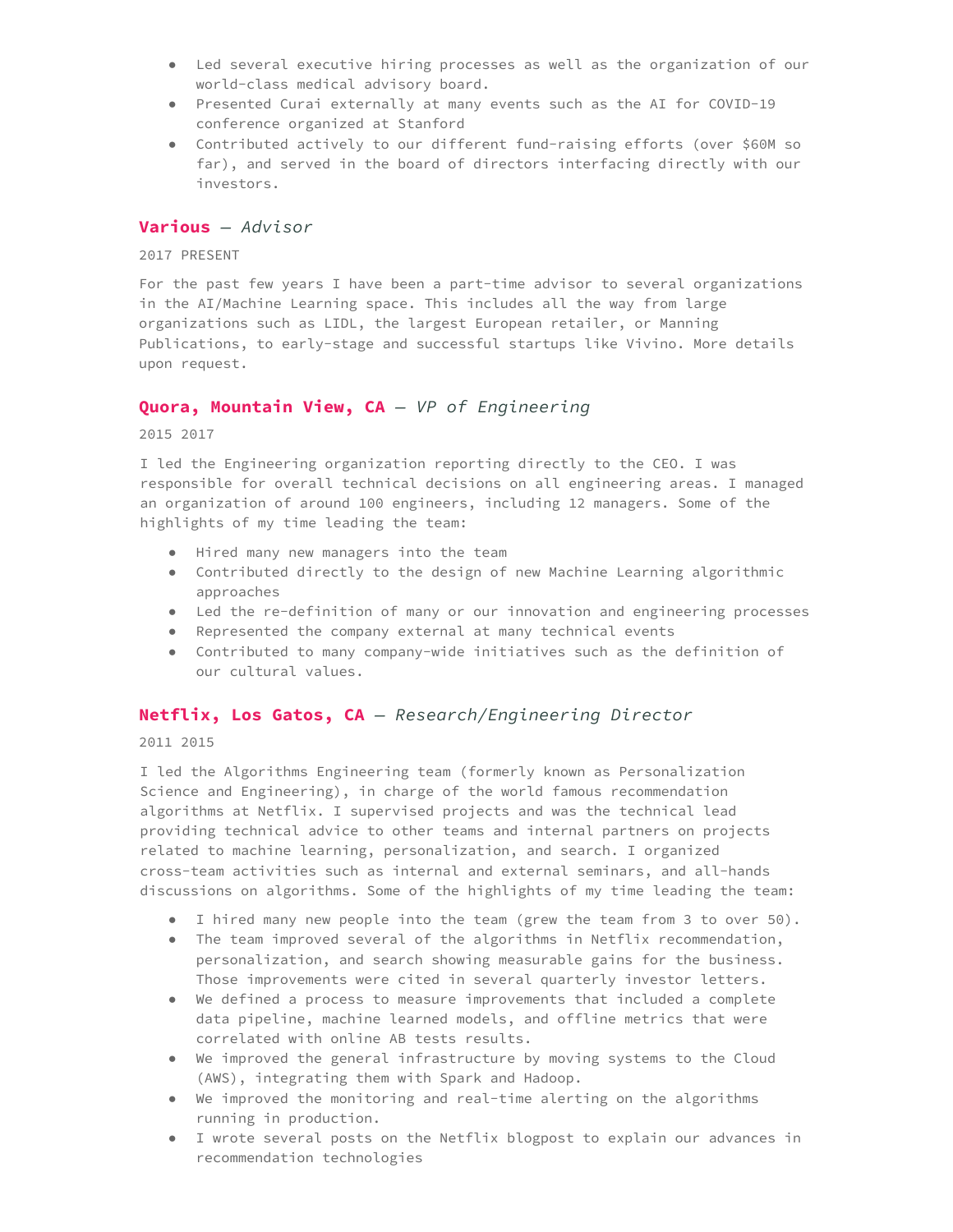- Led several executive hiring processes as well as the organization of our world-class medical advisory board.
- Presented Curai externally at many events such as the AI for COVID-19 conference organized at Stanford
- Contributed actively to our different fund-raising efforts (over $60M so far), and served in the board of directors interfacing directly with our investors.

### **Various** — *Advisor*

2017 PRESENT

For the past few years I have been a part-time advisor to several organizations in the AI/Machine Learning space. This includes all the way from large organizations such as LIDL, the largest European retailer, or Manning Publications, to early-stage and successful startups like Vivino. More details upon request.

### **Quora, Mountain View, CA** — *VP of Engineering*

2015 2017

I led the Engineering organization reporting directly to the CEO. I was responsible for overall technical decisions on all engineering areas. I managed an organization of around 100 engineers, including 12 managers. Some of the highlights of my time leading the team:

- Hired many new managers into the team
- Contributed directly to the design of new Machine Learning algorithmic approaches
- Led the re-definition of many or our innovation and engineering processes
- Represented the company external at many technical events
- Contributed to many company-wide initiatives such as the definition of our cultural values.

### **Netflix, Los Gatos, CA** — *Research/Engineering Director*

2011 2015

I led the Algorithms Engineering team (formerly known as Personalization Science and Engineering), in charge of the world famous recommendation algorithms at Netflix. I supervised projects and was the technical lead providing technical advice to other teams and internal partners on projects related to machine learning, personalization, and search. I organized cross-team activities such as internal and external seminars, and all-hands discussions on algorithms. Some of the highlights of my time leading the team:

- I hired many new people into the team (grew the team from 3 to over 50).
- The team improved several of the algorithms in Netflix recommendation, personalization, and search showing measurable gains for the business. Those improvements were cited in several quarterly investor letters.
- We defined a process to measure improvements that included a complete data pipeline, machine learned models, and offline metrics that were correlated with online AB tests results.
- We improved the general infrastructure by moving systems to the Cloud (AWS), integrating them with Spark and Hadoop.
- We improved the monitoring and real-time alerting on the algorithms running in production.
- I wrote several posts on the Netflix blogpost to explain our advances in recommendation technologies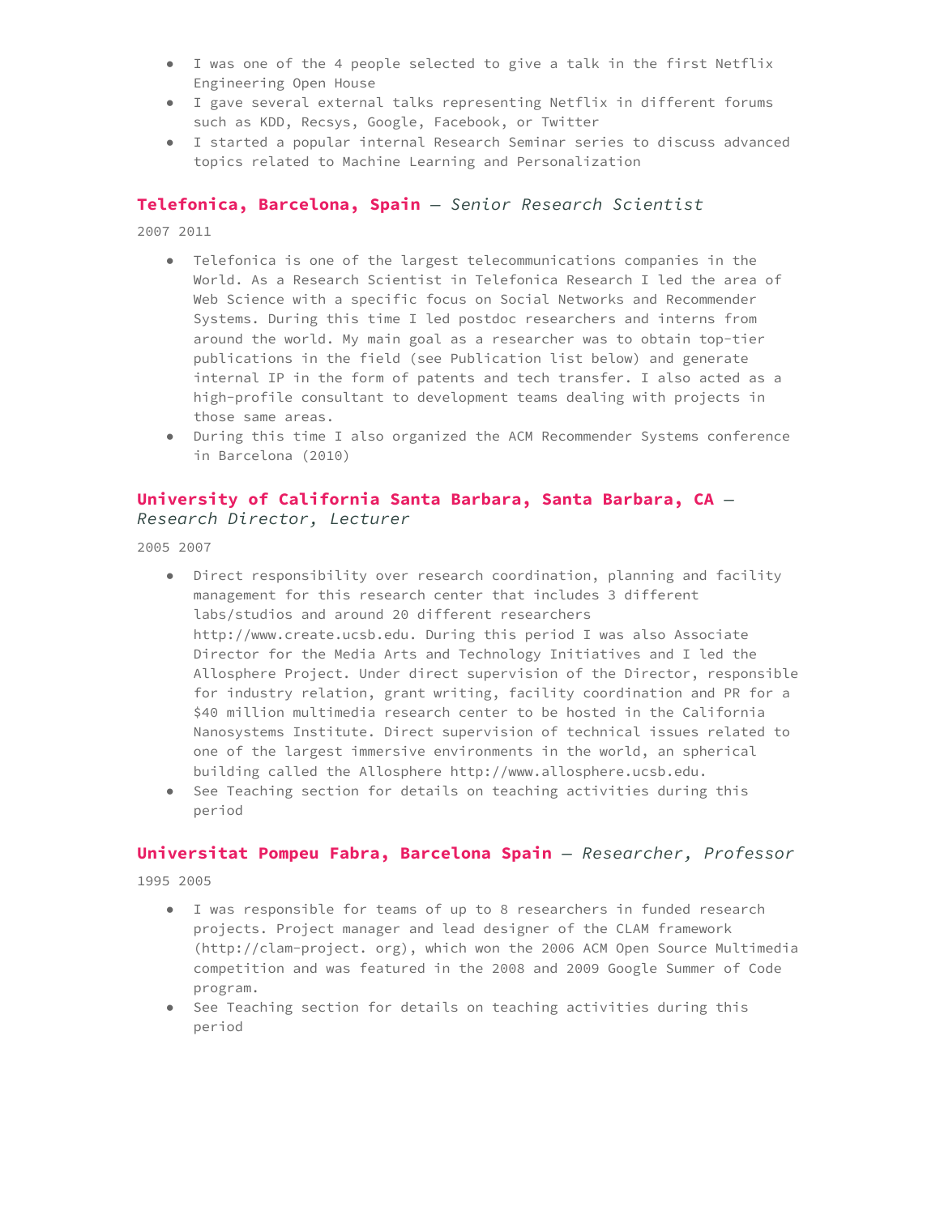- I was one of the 4 people selected to give a talk in the first Netflix Engineering Open House
- I gave several external talks representing Netflix in different forums such as KDD, Recsys, Google, Facebook, or Twitter
- I started a popular internal Research Seminar series to discuss advanced topics related to Machine Learning and Personalization

### **Telefonica, Barcelona, Spain** — *Senior Research Scientist*

2007 2011

- Telefonica is one of the largest telecommunications companies in the World. As a Research Scientist in Telefonica Research I led the area of Web Science with a specific focus on Social Networks and Recommender Systems. During this time I led postdoc researchers and interns from around the world. My main goal as a researcher was to obtain top-tier publications in the field (see Publication list below) and generate internal IP in the form of patents and tech transfer. I also acted as a high-profile consultant to development teams dealing with projects in those same areas.
- During this time I also organized the ACM Recommender Systems conference in Barcelona (2010)

### **University of California Santa Barbara, Santa Barbara, CA** — *Research Director, Lecturer*

2005 2007

- Direct responsibility over research coordination, planning and facility management for this research center that includes 3 different labs/studios and around 20 different researchers http://www.create.ucsb.edu. During this period I was also Associate Director for the Media Arts and Technology Initiatives and I led the Allosphere Project. Under direct supervision of the Director, responsible for industry relation, grant writing, facility coordination and PR for a $40 million multimedia research center to be hosted in the California Nanosystems Institute. Direct supervision of technical issues related to one of the largest immersive environments in the world, an spherical building called the Allosphere http://www.allosphere.ucsb.edu.
- See Teaching section for details on teaching activities during this period

### **Universitat Pompeu Fabra, Barcelona Spain** — *Researcher, Professor*

1995 2005

- I was responsible for teams of up to 8 researchers in funded research projects. Project manager and lead designer of the CLAM framework (http://clam-project. org), which won the 2006 ACM Open Source Multimedia competition and was featured in the 2008 and 2009 Google Summer of Code program.
- See Teaching section for details on teaching activities during this period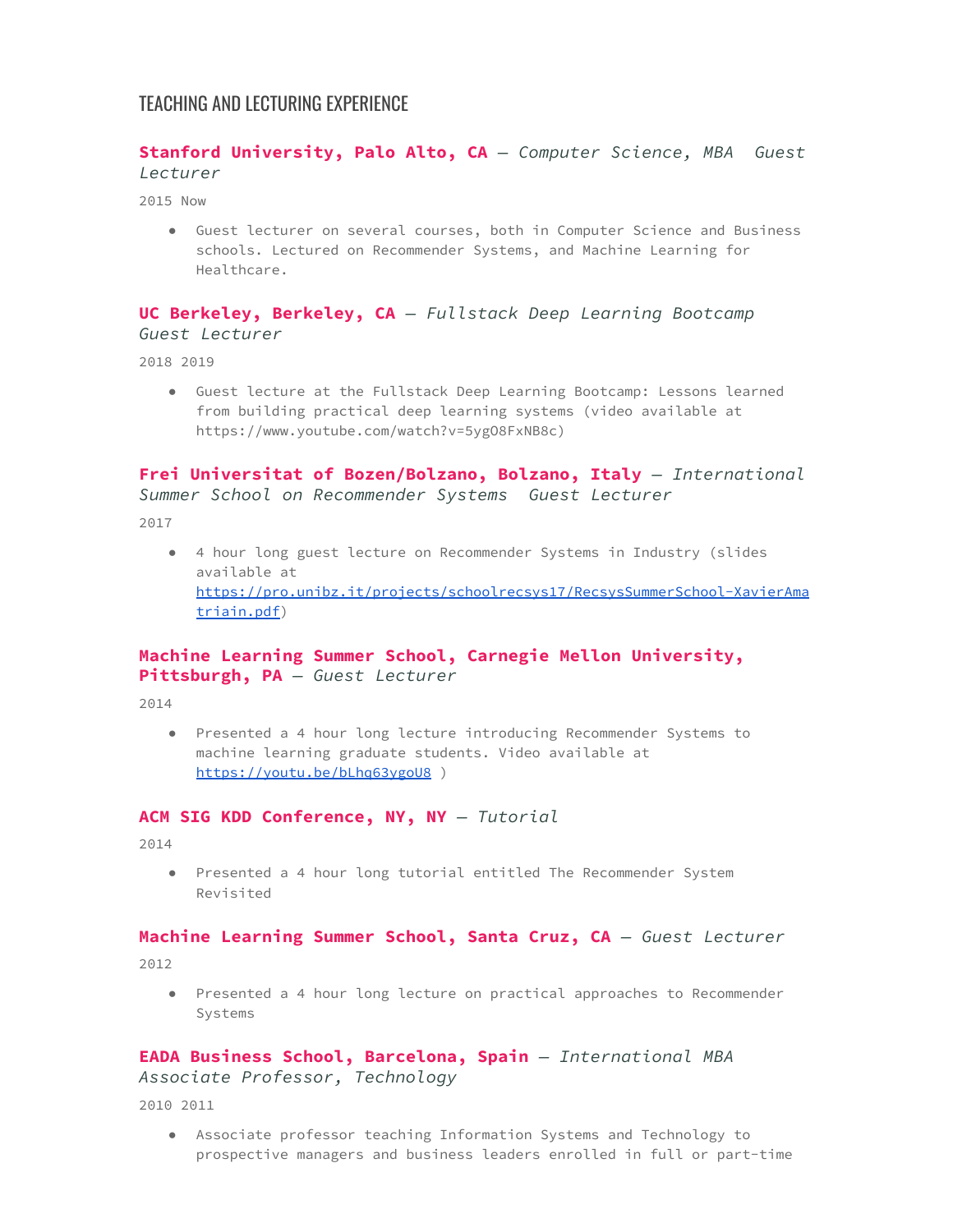## TEACHING AND LECTURING EXPERIENCE

### **Stanford University, Palo Alto, CA** — *Computer Science, MBA Guest Lecturer*

2015 Now

- Guest lecturer on several courses, both in Computer Science and Business schools. Lectured on Recommender Systems, and Machine Learning for Healthcare.

### **UC Berkeley, Berkeley, CA** — *Fullstack Deep Learning Bootcamp Guest Lecturer*

2018 2019

- Guest lecture at the Fullstack Deep Learning Bootcamp: Lessons learned from building practical deep learning systems (video available at https://www.youtube.com/watch?v=5ygO8FxNB8c)

### **Frei Universitat of Bozen/Bolzano, Bolzano, Italy** — *International Summer School on Recommender Systems Guest Lecturer*

2017

- 4 hour long guest lecture on Recommender Systems in Industry (slides available at https://pro.unibz.it/projects/schoolrecsys17/RecsysSummerSchool-XavierAmatriain.pdf)

### **Machine Learning Summer School, Carnegie Mellon University, Pittsburgh, PA** — *Guest Lecturer*

2014

- Presented a 4 hour long lecture introducing Recommender Systems to machine learning graduate students. Video available at https://youtu.be/bLhq63ygoU8 )

### **ACM SIG KDD Conference, NY, NY** — *Tutorial*

2014

- Presented a 4 hour long tutorial entitled The Recommender System Revisited

### **Machine Learning Summer School, Santa Cruz, CA** — *Guest Lecturer*

2012

- Presented a 4 hour long lecture on practical approaches to Recommender Systems

### **EADA Business School, Barcelona, Spain** — *International MBA Associate Professor, Technology*

2010 2011

- Associate professor teaching Information Systems and Technology to prospective managers and business leaders enrolled in full or part-time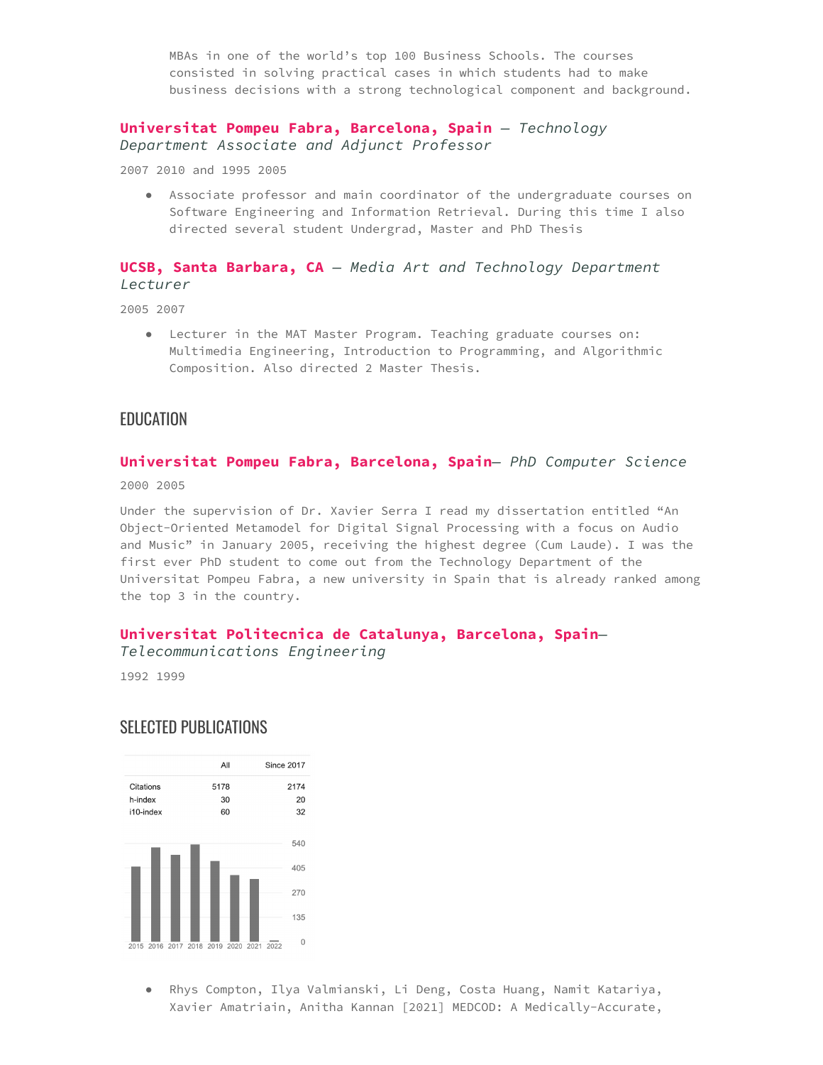MBAs in one of the world's top 100 Business Schools. The courses consisted in solving practical cases in which students had to make business decisions with a strong technological component and background.

### **Universitat Pompeu Fabra, Barcelona, Spain** — *Technology Department Associate and Adjunct Professor*

2007 2010 and 1995 2005

- Associate professor and main coordinator of the undergraduate courses on Software Engineering and Information Retrieval. During this time I also directed several student Undergrad, Master and PhD Thesis

### **UCSB, Santa Barbara, CA** — *Media Art and Technology Department Lecturer*

2005 2007

- Lecturer in the MAT Master Program. Teaching graduate courses on: Multimedia Engineering, Introduction to Programming, and Algorithmic Composition. Also directed 2 Master Thesis.

## EDUCATION

### **Universitat Pompeu Fabra, Barcelona, Spain**— *PhD Computer Science*

2000 2005

Under the supervision of Dr. Xavier Serra I read my dissertation entitled "An Object-Oriented Metamodel for Digital Signal Processing with a focus on Audio and Music" in January 2005, receiving the highest degree (Cum Laude). I was the first ever PhD student to come out from the Technology Department of the Universitat Pompeu Fabra, a new university in Spain that is already ranked among the top 3 in the country.

### **Universitat Politecnica de Catalunya, Barcelona, Spain**— *Telecommunications Engineering*

1992 1999

## SELECTED PUBLICATIONS

| | All | Since 2017 |
|---|---|---|
| Citations | 5178 | 2174 |
| h-index | 30 | 20 |
| i10-index | 60 | 32 |

- Rhys Compton, Ilya Valmianski, Li Deng, Costa Huang, Namit Katariya, Xavier Amatriain, Anitha Kannan [2021] MEDCOD: A Medically-Accurate,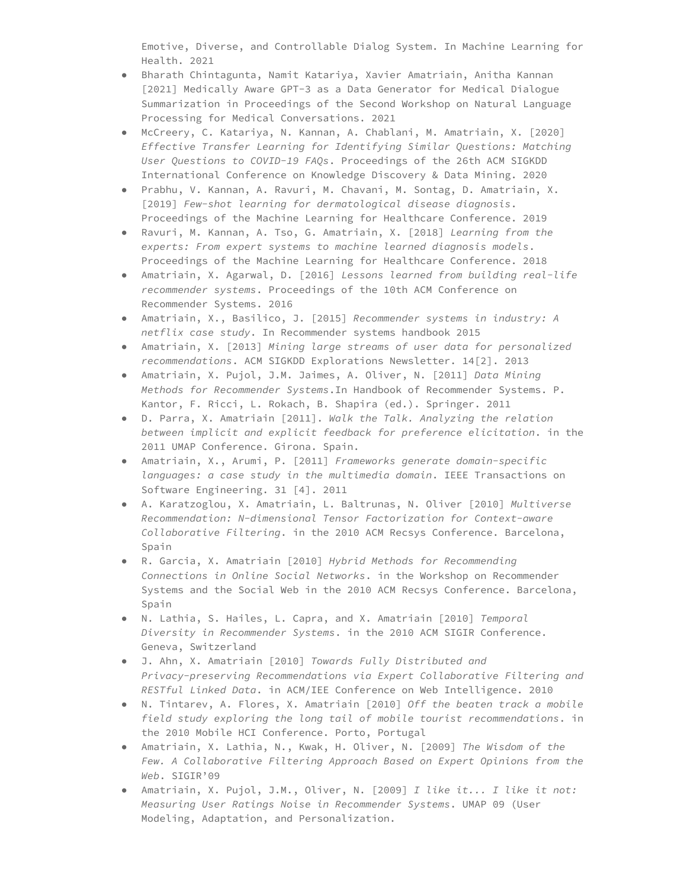Emotive, Diverse, and Controllable Dialog System. In Machine Learning for Health. 2021

- Bharath Chintagunta, Namit Katariya, Xavier Amatriain, Anitha Kannan [2021] Medically Aware GPT-3 as a Data Generator for Medical Dialogue Summarization in Proceedings of the Second Workshop on Natural Language Processing for Medical Conversations. 2021
- McCreery, C. Katariya, N. Kannan, A. Chablani, M. Amatriain, X. [2020] *Effective Transfer Learning for Identifying Similar Questions: Matching User Questions to COVID-19 FAQs*. Proceedings of the 26th ACM SIGKDD International Conference on Knowledge Discovery & Data Mining. 2020
- Prabhu, V. Kannan, A. Ravuri, M. Chavani, M. Sontag, D. Amatriain, X. [2019] *Few-shot learning for dermatological disease diagnosis*. Proceedings of the Machine Learning for Healthcare Conference. 2019
- Ravuri, M. Kannan, A. Tso, G. Amatriain, X. [2018] *Learning from the experts: From expert systems to machine learned diagnosis models*. Proceedings of the Machine Learning for Healthcare Conference. 2018
- Amatriain, X. Agarwal, D. [2016] *Lessons learned from building real-life recommender systems*. Proceedings of the 10th ACM Conference on Recommender Systems. 2016
- Amatriain, X., Basilico, J. [2015] *Recommender systems in industry: A netflix case study*. In Recommender systems handbook 2015
- Amatriain, X. [2013] *Mining large streams of user data for personalized recommendations*. ACM SIGKDD Explorations Newsletter. 14[2]. 2013
- Amatriain, X. Pujol, J.M. Jaimes, A. Oliver, N. [2011] *Data Mining Methods for Recommender Systems*.In Handbook of Recommender Systems. P. Kantor, F. Ricci, L. Rokach, B. Shapira (ed.). Springer. 2011
- D. Parra, X. Amatriain [2011]. *Walk the Talk. Analyzing the relation between implicit and explicit feedback for preference elicitation*. in the 2011 UMAP Conference. Girona. Spain.
- Amatriain, X., Arumi, P. [2011] *Frameworks generate domain-specific languages: a case study in the multimedia domain*. IEEE Transactions on Software Engineering. 31 [4]. 2011
- A. Karatzoglou, X. Amatriain, L. Baltrunas, N. Oliver [2010] *Multiverse Recommendation: N-dimensional Tensor Factorization for Context-aware Collaborative Filtering*. in the 2010 ACM Recsys Conference. Barcelona, Spain
- R. Garcia, X. Amatriain [2010] *Hybrid Methods for Recommending Connections in Online Social Networks*. in the Workshop on Recommender Systems and the Social Web in the 2010 ACM Recsys Conference. Barcelona, Spain
- N. Lathia, S. Hailes, L. Capra, and X. Amatriain [2010] *Temporal Diversity in Recommender Systems*. in the 2010 ACM SIGIR Conference. Geneva, Switzerland
- J. Ahn, X. Amatriain [2010] *Towards Fully Distributed and Privacy-preserving Recommendations via Expert Collaborative Filtering and RESTful Linked Data*. in ACM/IEE Conference on Web Intelligence. 2010
- N. Tintarev, A. Flores, X. Amatriain [2010] *Off the beaten track a mobile field study exploring the long tail of mobile tourist recommendations*. in the 2010 Mobile HCI Conference. Porto, Portugal
- Amatriain, X. Lathia, N., Kwak, H. Oliver, N. [2009] *The Wisdom of the Few. A Collaborative Filtering Approach Based on Expert Opinions from the Web*. SIGIR'09
- Amatriain, X. Pujol, J.M., Oliver, N. [2009] *I like it... I like it not: Measuring User Ratings Noise in Recommender Systems*. UMAP 09 (User Modeling, Adaptation, and Personalization.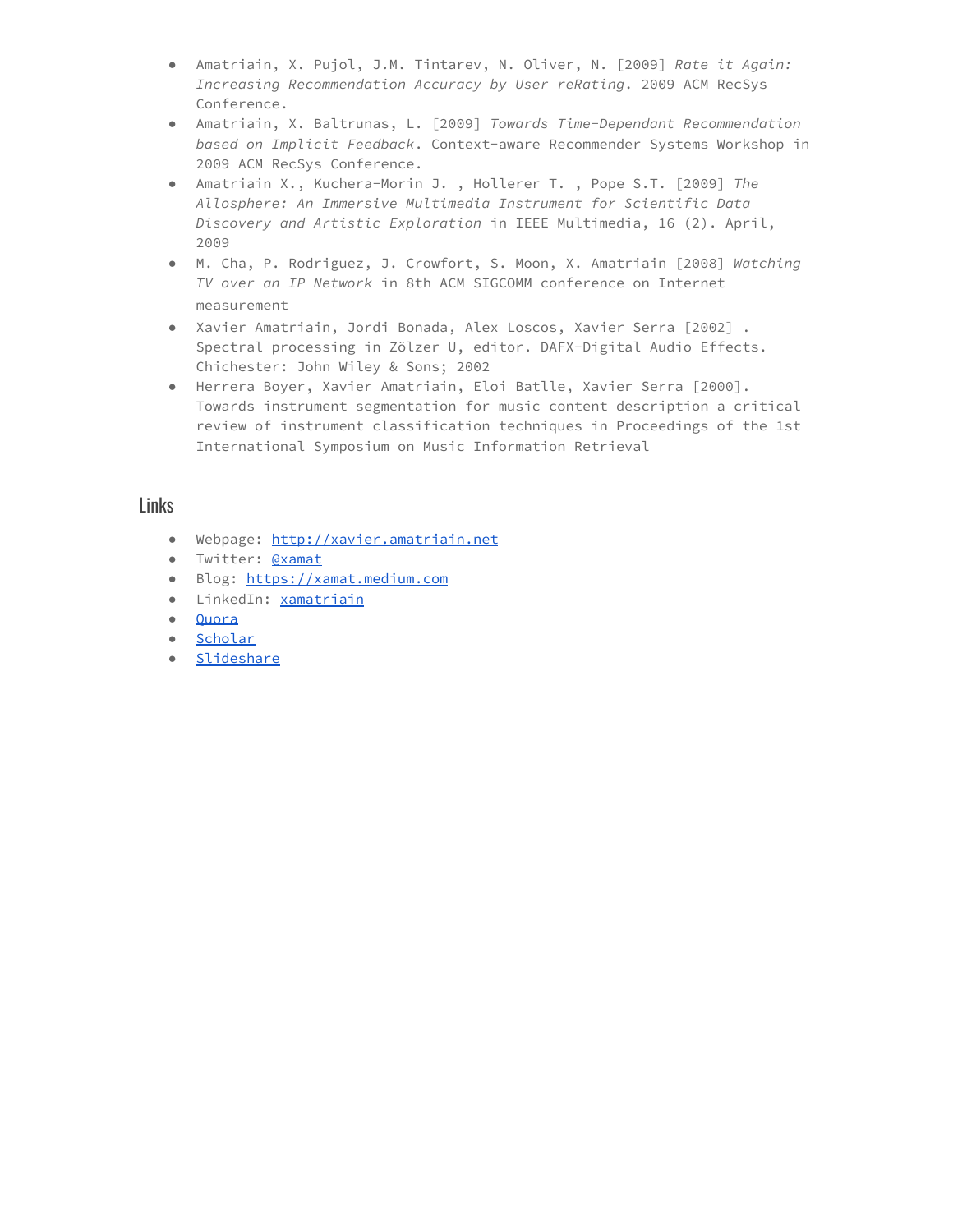- Amatriain, X. Pujol, J.M. Tintarev, N. Oliver, N. [2009] *Rate it Again: Increasing Recommendation Accuracy by User reRating*. 2009 ACM RecSys Conference.
- Amatriain, X. Baltrunas, L. [2009] *Towards Time-Dependant Recommendation based on Implicit Feedback*. Context-aware Recommender Systems Workshop in 2009 ACM RecSys Conference.
- Amatriain X., Kuchera-Morin J. , Hollerer T. , Pope S.T. [2009] *The Allosphere: An Immersive Multimedia Instrument for Scientific Data Discovery and Artistic Exploration* in IEEE Multimedia, 16 (2). April, 2009
- M. Cha, P. Rodriguez, J. Crowfort, S. Moon, X. Amatriain [2008] *Watching TV over an IP Network* in 8th ACM SIGCOMM conference on Internet measurement
- Xavier Amatriain, Jordi Bonada, Alex Loscos, Xavier Serra [2002] . Spectral processing in Zölzer U, editor. DAFX-Digital Audio Effects. Chichester: John Wiley & Sons; 2002
- Herrera Boyer, Xavier Amatriain, Eloi Batlle, Xavier Serra [2000]. Towards instrument segmentation for music content description a critical review of instrument classification techniques in Proceedings of the 1st International Symposium on Music Information Retrieval

## Links

- Webpage: [http://xavier.amatriain.net](http://xavier.amatriain.net)
- Twitter: [@xamat]
- Blog: [https://xamat.medium.com](https://xamat.medium.com)
- LinkedIn: [xamatriain]
- [Quora]
- [Scholar]
- [Slideshare]